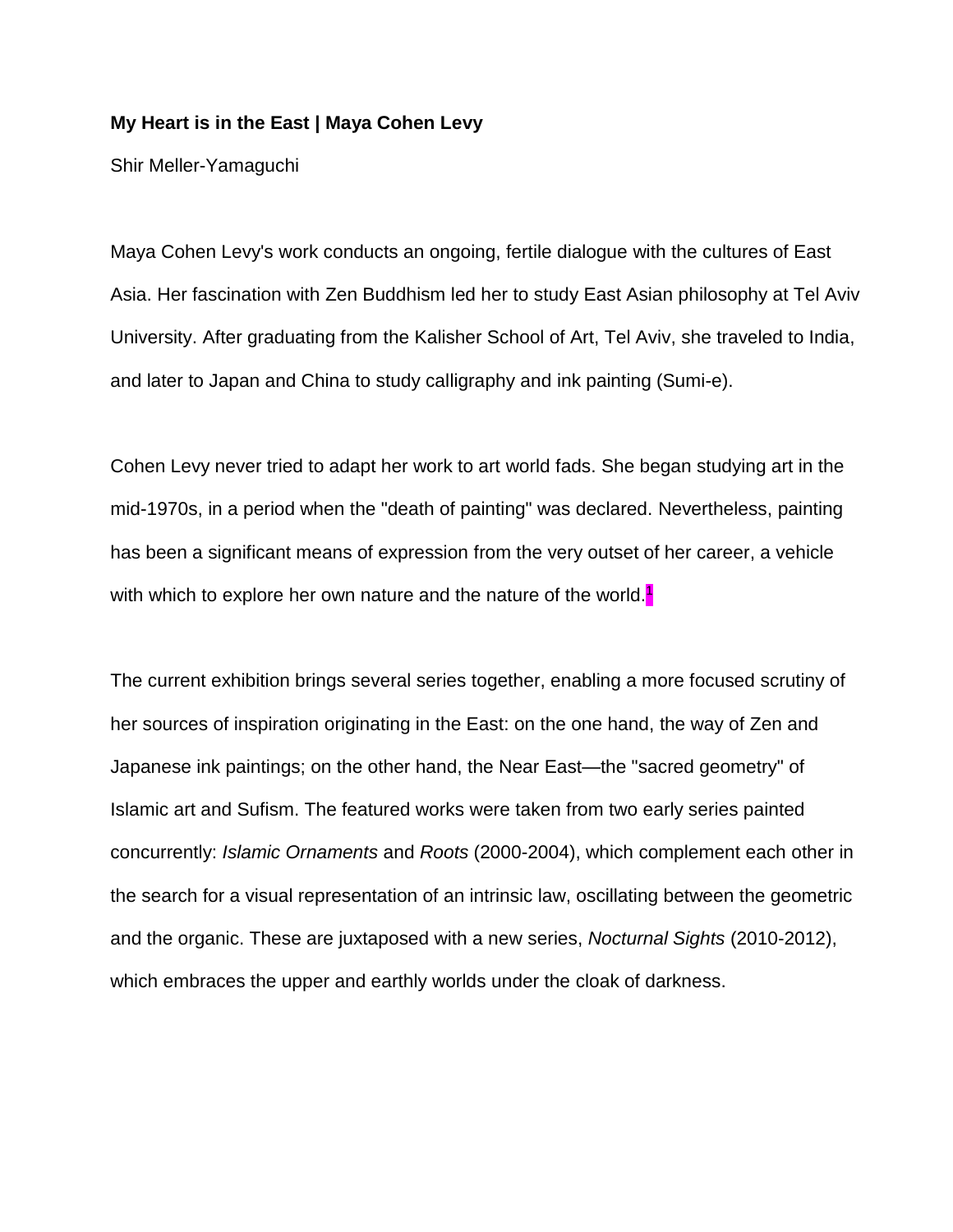**My Heart is in the East | Maya Cohen Levy**

Shir Meller-Yamaguchi

Maya Cohen Levy's work conducts an ongoing, fertile dialogue with the cultures of East Asia. Her fascination with Zen Buddhism led her to study East Asian philosophy at Tel Aviv University. After graduating from the Kalisher School of Art, Tel Aviv, she traveled to India, and later to Japan and China to study calligraphy and ink painting (Sumi-e).

Cohen Levy never tried to adapt her work to art world fads. She began studying art in the mid-1970s, in a period when the "death of painting" was declared. Nevertheless, painting has been a significant means of expression from the very outset of her career, a vehicle with which to explore her own nature and the nature of the world.[1]

The current exhibition brings several series together, enabling a more focused scrutiny of her sources of inspiration originating in the East: on the one hand, the way of Zen and Japanese ink paintings; on the other hand, the Near East—the "sacred geometry" of Islamic art and Sufism. The featured works were taken from two early series painted concurrently: *Islamic Ornaments* and *Roots* (2000-2004), which complement each other in the search for a visual representation of an intrinsic law, oscillating between the geometric and the organic. These are juxtaposed with a new series, *Nocturnal Sights* (2010-2012), which embraces the upper and earthly worlds under the cloak of darkness.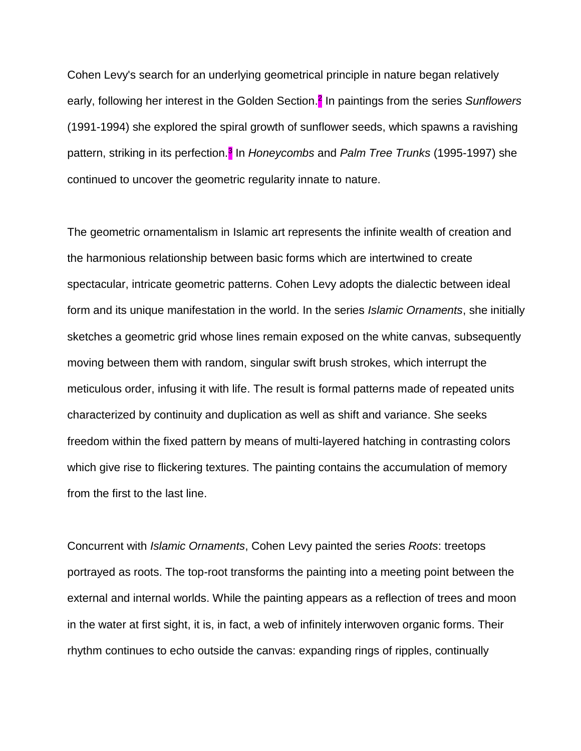Cohen Levy's search for an underlying geometrical principle in nature began relatively early, following her interest in the Golden Section.[2] In paintings from the series *Sunflowers* (1991-1994) she explored the spiral growth of sunflower seeds, which spawns a ravishing pattern, striking in its perfection.[3] In *Honeycombs* and *Palm Tree Trunks* (1995-1997) she continued to uncover the geometric regularity innate to nature.

The geometric ornamentalism in Islamic art represents the infinite wealth of creation and the harmonious relationship between basic forms which are intertwined to create spectacular, intricate geometric patterns. Cohen Levy adopts the dialectic between ideal form and its unique manifestation in the world. In the series *Islamic Ornaments*, she initially sketches a geometric grid whose lines remain exposed on the white canvas, subsequently moving between them with random, singular swift brush strokes, which interrupt the meticulous order, infusing it with life. The result is formal patterns made of repeated units characterized by continuity and duplication as well as shift and variance. She seeks freedom within the fixed pattern by means of multi-layered hatching in contrasting colors which give rise to flickering textures. The painting contains the accumulation of memory from the first to the last line.

Concurrent with *Islamic Ornaments*, Cohen Levy painted the series *Roots*: treetops portrayed as roots. The top-root transforms the painting into a meeting point between the external and internal worlds. While the painting appears as a reflection of trees and moon in the water at first sight, it is, in fact, a web of infinitely interwoven organic forms. Their rhythm continues to echo outside the canvas: expanding rings of ripples, continually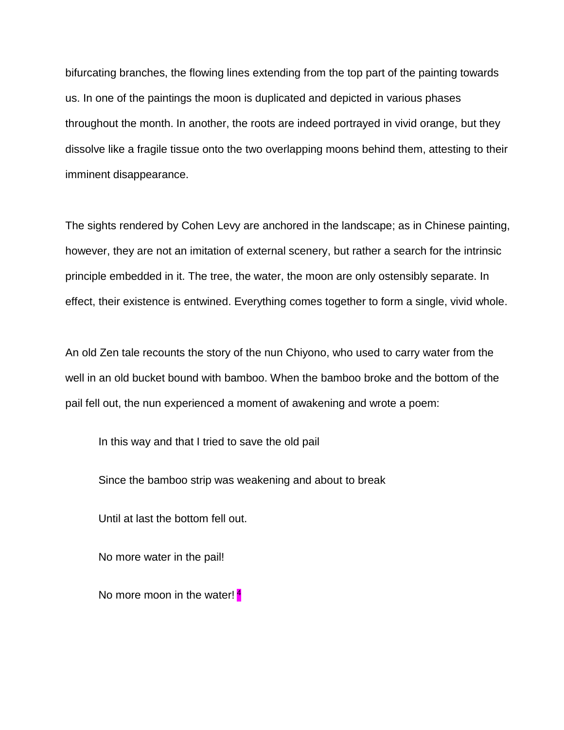bifurcating branches, the flowing lines extending from the top part of the painting towards us. In one of the paintings the moon is duplicated and depicted in various phases throughout the month. In another, the roots are indeed portrayed in vivid orange, but they dissolve like a fragile tissue onto the two overlapping moons behind them, attesting to their imminent disappearance.

The sights rendered by Cohen Levy are anchored in the landscape; as in Chinese painting, however, they are not an imitation of external scenery, but rather a search for the intrinsic principle embedded in it. The tree, the water, the moon are only ostensibly separate. In effect, their existence is entwined. Everything comes together to form a single, vivid whole.

An old Zen tale recounts the story of the nun Chiyono, who used to carry water from the well in an old bucket bound with bamboo. When the bamboo broke and the bottom of the pail fell out, the nun experienced a moment of awakening and wrote a poem:

> In this way and that I tried to save the old pail
>
> Since the bamboo strip was weakening and about to break
>
> Until at last the bottom fell out.
>
> No more water in the pail!
>
> No more moon in the water! [4]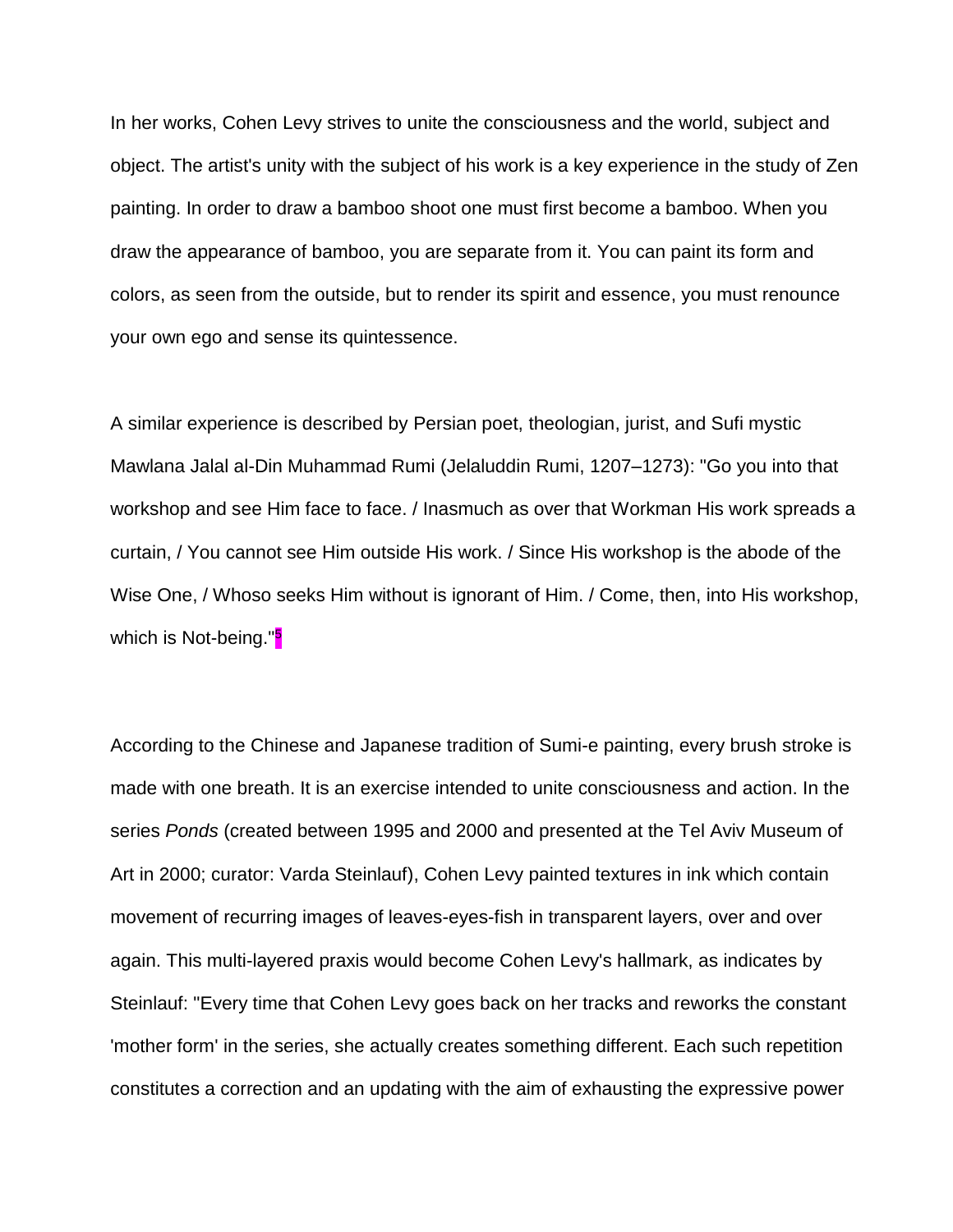In her works, Cohen Levy strives to unite the consciousness and the world, subject and object. The artist's unity with the subject of his work is a key experience in the study of Zen painting. In order to draw a bamboo shoot one must first become a bamboo. When you draw the appearance of bamboo, you are separate from it. You can paint its form and colors, as seen from the outside, but to render its spirit and essence, you must renounce your own ego and sense its quintessence.

A similar experience is described by Persian poet, theologian, jurist, and Sufi mystic Mawlana Jalal al-Din Muhammad Rumi (Jelaluddin Rumi, 1207–1273): "Go you into that workshop and see Him face to face. / Inasmuch as over that Workman His work spreads a curtain, / You cannot see Him outside His work. / Since His workshop is the abode of the Wise One, / Whoso seeks Him without is ignorant of Him. / Come, then, into His workshop, which is Not-being."[5]

According to the Chinese and Japanese tradition of Sumi-e painting, every brush stroke is made with one breath. It is an exercise intended to unite consciousness and action. In the series *Ponds* (created between 1995 and 2000 and presented at the Tel Aviv Museum of Art in 2000; curator: Varda Steinlauf), Cohen Levy painted textures in ink which contain movement of recurring images of leaves-eyes-fish in transparent layers, over and over again. This multi-layered praxis would become Cohen Levy's hallmark, as indicates by Steinlauf: "Every time that Cohen Levy goes back on her tracks and reworks the constant 'mother form' in the series, she actually creates something different. Each such repetition constitutes a correction and an updating with the aim of exhausting the expressive power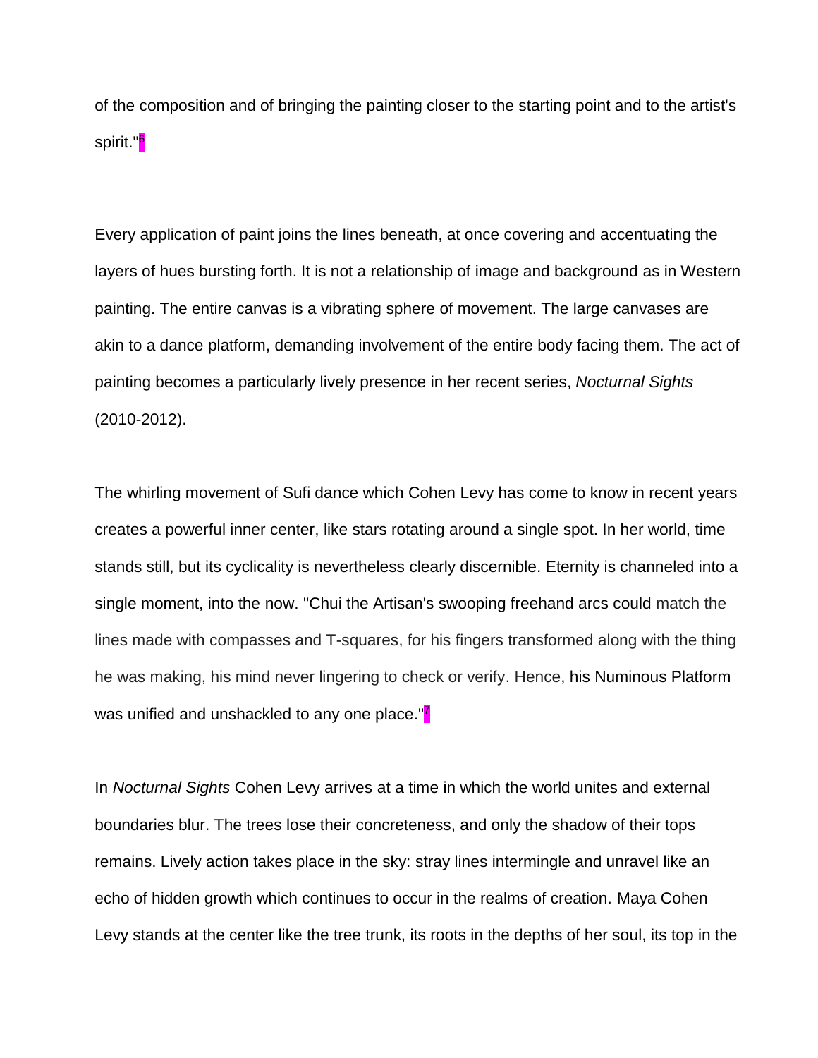of the composition and of bringing the painting closer to the starting point and to the artist's spirit."[6]

Every application of paint joins the lines beneath, at once covering and accentuating the layers of hues bursting forth. It is not a relationship of image and background as in Western painting. The entire canvas is a vibrating sphere of movement. The large canvases are akin to a dance platform, demanding involvement of the entire body facing them. The act of painting becomes a particularly lively presence in her recent series, *Nocturnal Sights* (2010-2012).

The whirling movement of Sufi dance which Cohen Levy has come to know in recent years creates a powerful inner center, like stars rotating around a single spot. In her world, time stands still, but its cyclicality is nevertheless clearly discernible. Eternity is channeled into a single moment, into the now. "Chui the Artisan's swooping freehand arcs could match the lines made with compasses and T-squares, for his fingers transformed along with the thing he was making, his mind never lingering to check or verify. Hence, his Numinous Platform was unified and unshackled to any one place."[7]

In *Nocturnal Sights* Cohen Levy arrives at a time in which the world unites and external boundaries blur. The trees lose their concreteness, and only the shadow of their tops remains. Lively action takes place in the sky: stray lines intermingle and unravel like an echo of hidden growth which continues to occur in the realms of creation. Maya Cohen Levy stands at the center like the tree trunk, its roots in the depths of her soul, its top in the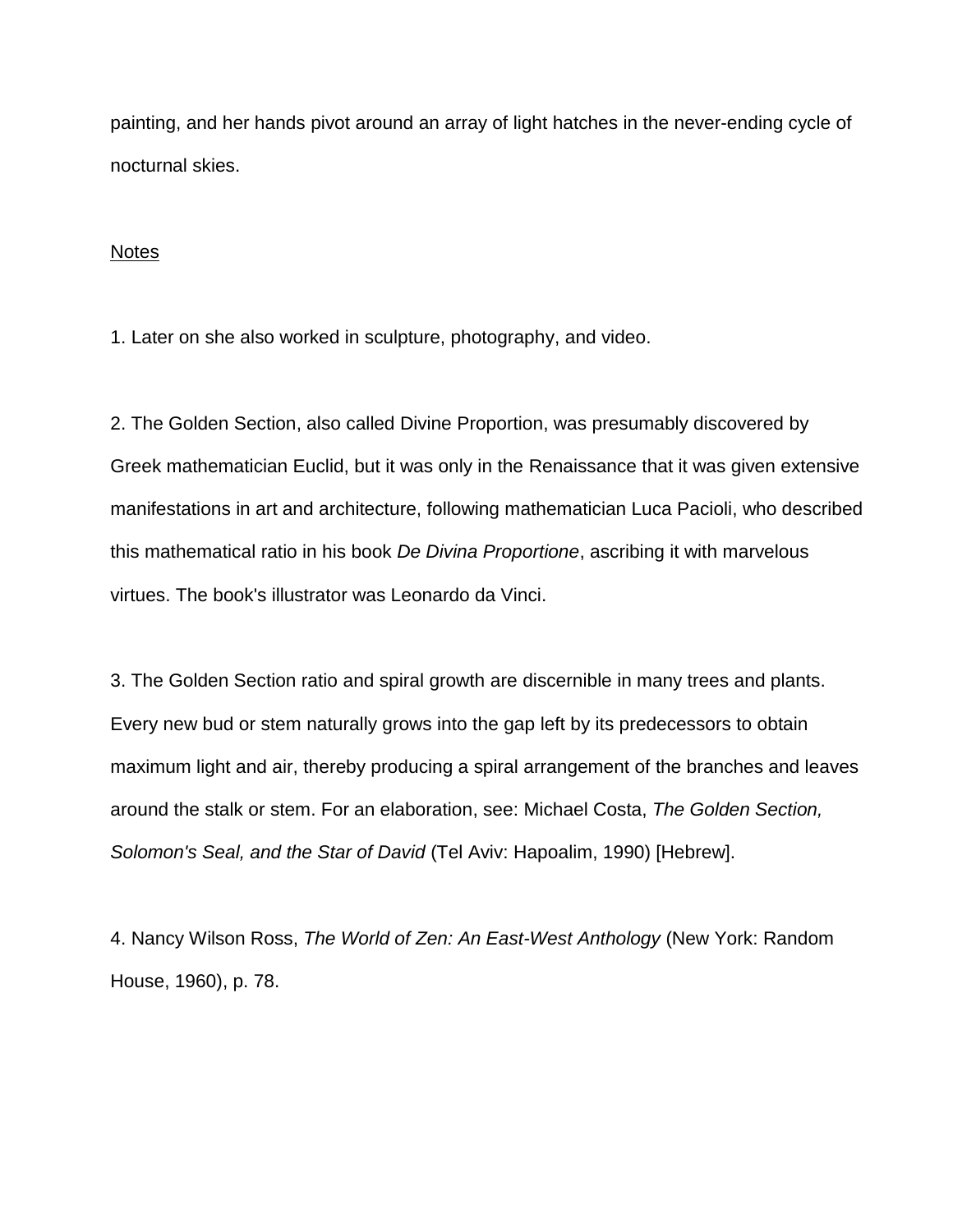painting, and her hands pivot around an array of light hatches in the never-ending cycle of nocturnal skies.

Notes

1. Later on she also worked in sculpture, photography, and video.

2. The Golden Section, also called Divine Proportion, was presumably discovered by Greek mathematician Euclid, but it was only in the Renaissance that it was given extensive manifestations in art and architecture, following mathematician Luca Pacioli, who described this mathematical ratio in his book *De Divina Proportione*, ascribing it with marvelous virtues. The book's illustrator was Leonardo da Vinci.

3. The Golden Section ratio and spiral growth are discernible in many trees and plants. Every new bud or stem naturally grows into the gap left by its predecessors to obtain maximum light and air, thereby producing a spiral arrangement of the branches and leaves around the stalk or stem. For an elaboration, see: Michael Costa, *The Golden Section, Solomon's Seal, and the Star of David* (Tel Aviv: Hapoalim, 1990) [Hebrew].

4. Nancy Wilson Ross, *The World of Zen: An East-West Anthology* (New York: Random House, 1960), p. 78.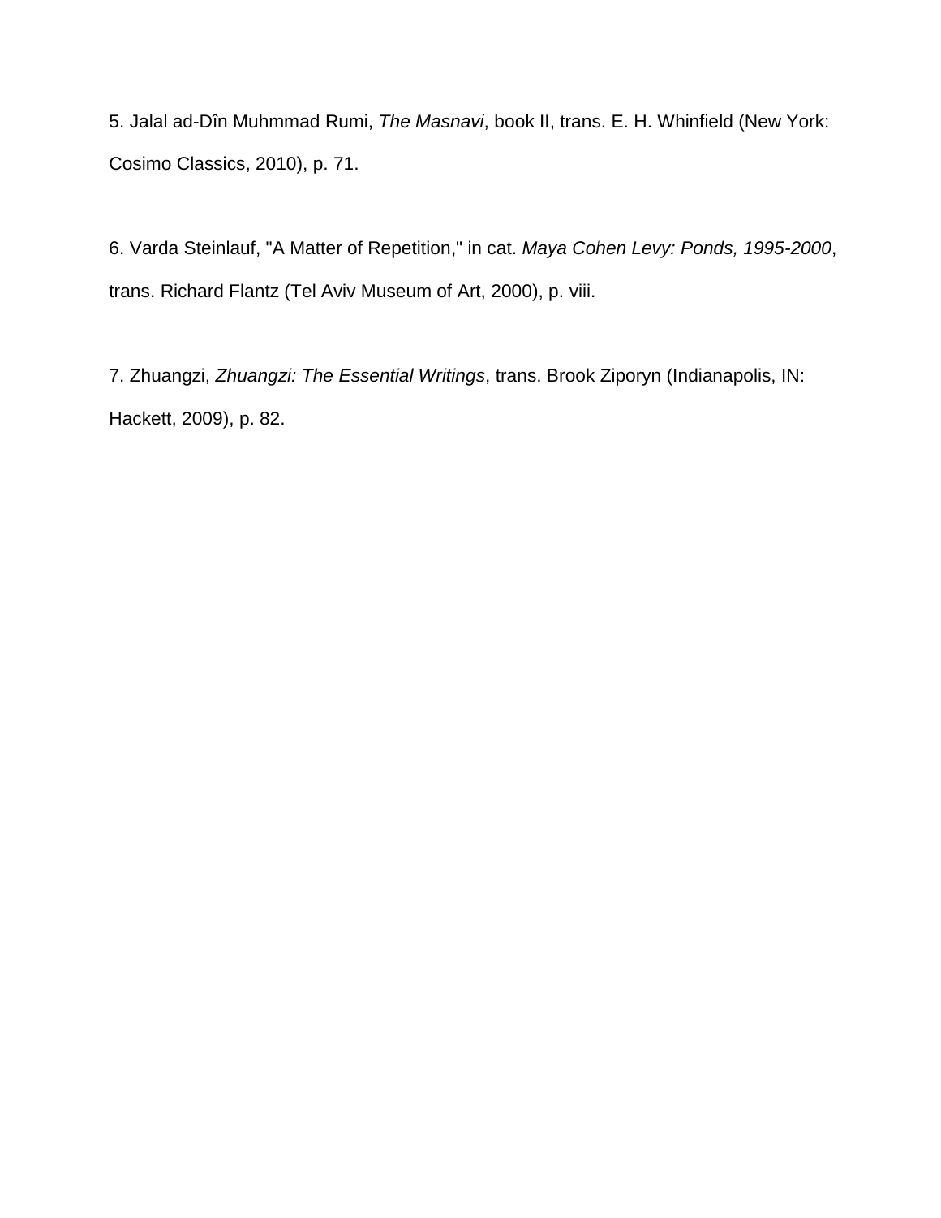5. Jalal ad-Dîn Muhmmad Rumi, *The Masnavi*, book II, trans. E. H. Whinfield (New York: Cosimo Classics, 2010), p. 71.

6. Varda Steinlauf, "A Matter of Repetition," in cat. *Maya Cohen Levy: Ponds, 1995-2000*, trans. Richard Flantz (Tel Aviv Museum of Art, 2000), p. viii.

7. Zhuangzi, *Zhuangzi: The Essential Writings*, trans. Brook Ziporyn (Indianapolis, IN: Hackett, 2009), p. 82.